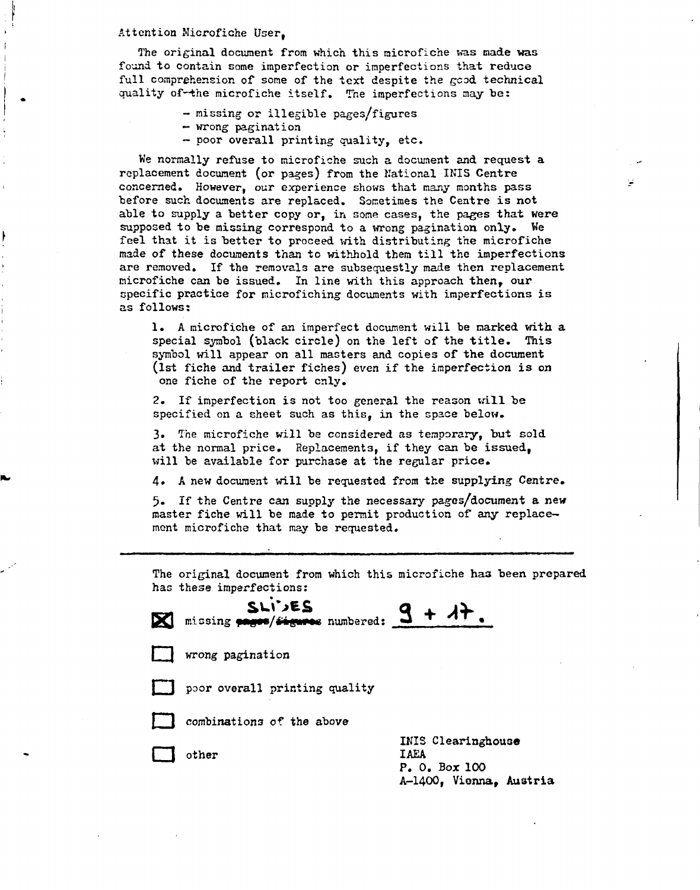Attention Microfiche User,

The original document from which this microfiche was made was found to contain some imperfection or imperfections that reduce full comprehension of some of the text despite the good technical quality of the microfiche itself. The imperfections may be:

- missing or illegible pages/figures
- wrong pagination
- poor overall printing quality, etc.

We normally refuse to microfiche such a document and request a replacement document (or pages) from the National INIS Centre concerned. However, our experience shows that many months pass before such documents are replaced. Sometimes the Centre is not able to supply a better copy or, in some cases, the pages that were supposed to be missing correspond to a wrong pagination only. We feel that it is better to proceed with distributing the microfiche made of these documents than to withhold them till the imperfections are removed. If the removals are subsequestly made then replacement microfiche can be issued. In line with this approach then, our specific practice for microfiching documents with imperfections is as follows:

1. A microfiche of an imperfect document will be marked with a special symbol (black circle) on the left of the title. This symbol will appear on all masters and copies of the document (1st fiche and trailer fiches) even if the imperfection is on one fiche of the report only.

2. If imperfection is not too general the reason will be specified on a sheet such as this, in the space below.

3. The microfiche will be considered as temporary, but sold at the normal price. Replacements, if they can be issued, will be available for purchase at the regular price.

4. A new document will be requested from the supplying Centre.

5. If the Centre can supply the necessary pages/document a new master fiche will be made to permit production of any replacement microfiche that may be requested.

---

The original document from which this microfiche has been prepared has these imperfections:

☒ missing ~~pages/figures~~ SLIDES numbered: 9 + 17.

☐ wrong pagination

☐ poor overall printing quality

☐ combinations of the above

☐ other

INIS Clearinghouse
IAEA
P. O. Box 100
A-1400, Vienna, Austria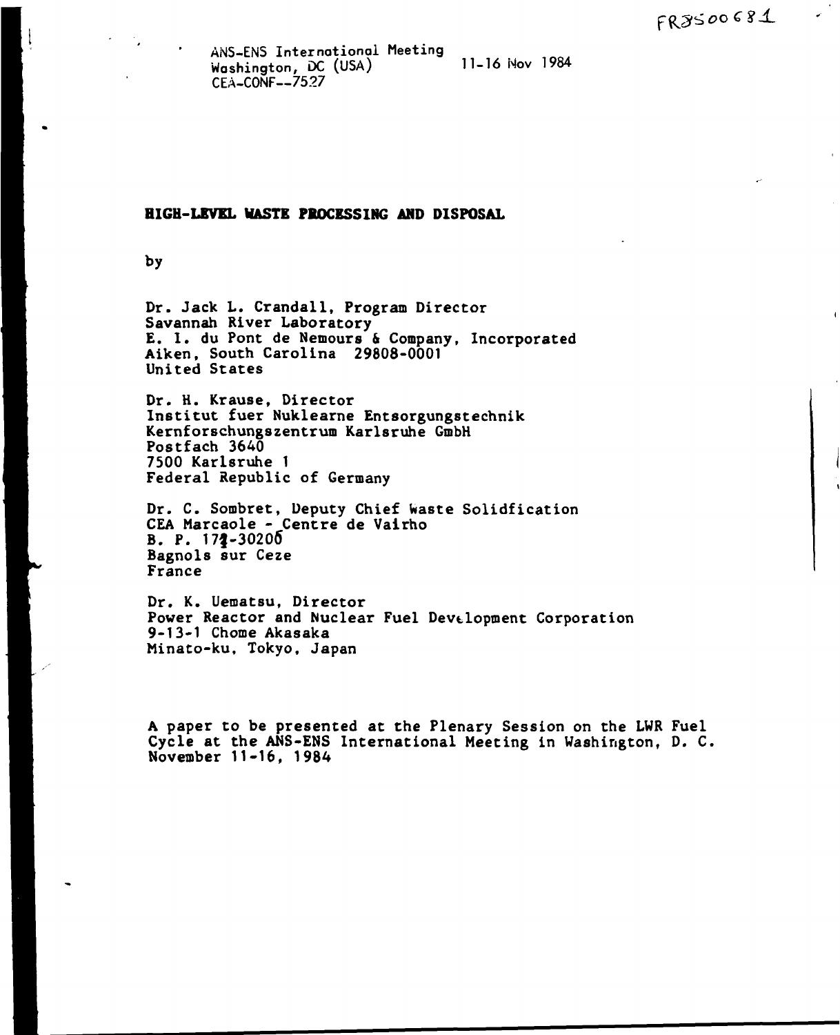FR8500681

ANS-ENS International Meeting
Washington, DC (USA) 11-16 Nov 1984
CEA-CONF--7527

# HIGH-LEVEL WASTE PROCESSING AND DISPOSAL

by

Dr. Jack L. Crandall, Program Director
Savannah River Laboratory
E. I. du Pont de Nemours & Company, Incorporated
Aiken, South Carolina 29808-0001
United States

Dr. H. Krause, Director
Institut fuer Nuklearne Entsorgungstechnik
Kernforschungszentrum Karlsruhe GmbH
Postfach 3640
7500 Karlsruhe 1
Federal Republic of Germany

Dr. C. Sombret, Deputy Chief Waste Solidfication
CEA Marcaole - Centre de Vairho
B. P. 171-30200
Bagnols sur Ceze
France

Dr. K. Uematsu, Director
Power Reactor and Nuclear Fuel Development Corporation
9-13-1 Chome Akasaka
Minato-ku, Tokyo, Japan

A paper to be presented at the Plenary Session on the LWR Fuel Cycle at the ANS-ENS International Meeting in Washington, D. C. November 11-16, 1984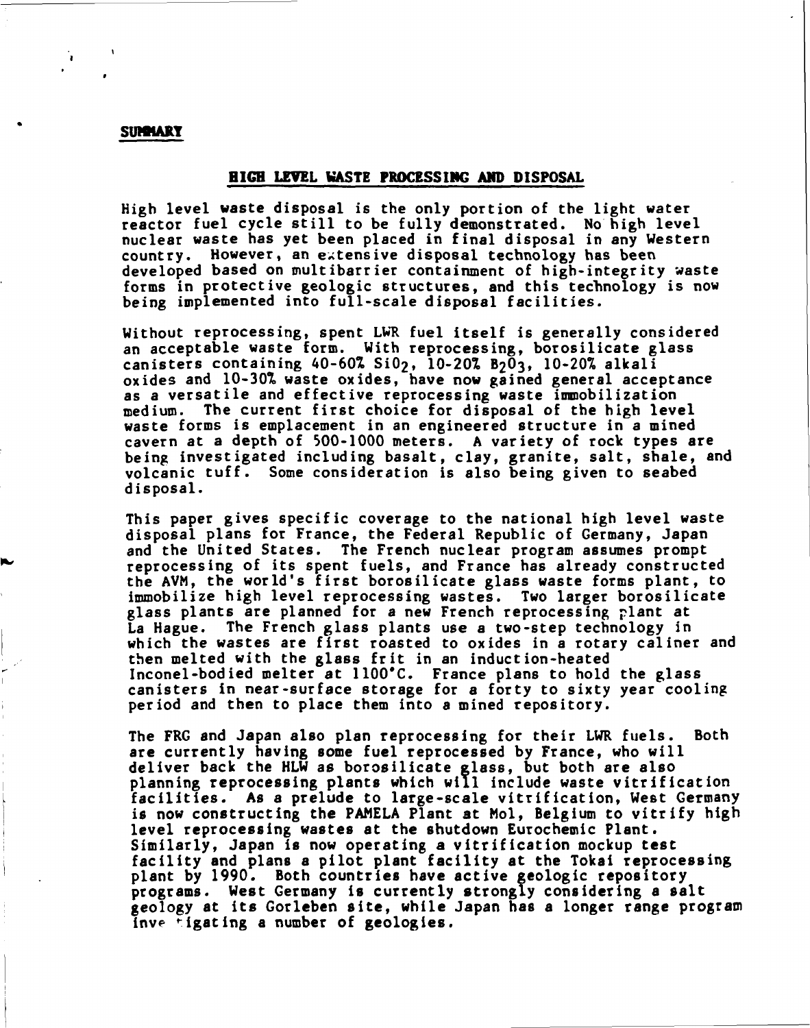**SUMMARY**

## HIGH LEVEL WASTE PROCESSING AND DISPOSAL

High level waste disposal is the only portion of the light water reactor fuel cycle still to be fully demonstrated. No high level nuclear waste has yet been placed in final disposal in any Western country. However, an extensive disposal technology has been developed based on multibarrier containment of high-integrity waste forms in protective geologic structures, and this technology is now being implemented into full-scale disposal facilities.

Without reprocessing, spent LWR fuel itself is generally considered an acceptable waste form. With reprocessing, borosilicate glass canisters containing 40-60% $SiO_2$, 10-20% $B_2O_3$, 10-20% alkali oxides and 10-30% waste oxides, have now gained general acceptance as a versatile and effective reprocessing waste immobilization medium. The current first choice for disposal of the high level waste forms is emplacement in an engineered structure in a mined cavern at a depth of 500-1000 meters. A variety of rock types are being investigated including basalt, clay, granite, salt, shale, and volcanic tuff. Some consideration is also being given to seabed disposal.

This paper gives specific coverage to the national high level waste disposal plans for France, the Federal Republic of Germany, Japan and the United States. The French nuclear program assumes prompt reprocessing of its spent fuels, and France has already constructed the AVM, the world's first borosilicate glass waste forms plant, to immobilize high level reprocessing wastes. Two larger borosilicate glass plants are planned for a new French reprocessing plant at La Hague. The French glass plants use a two-step technology in which the wastes are first roasted to oxides in a rotary caliner and then melted with the glass frit in an induction-heated Inconel-bodied melter at 1100°C. France plans to hold the glass canisters in near-surface storage for a forty to sixty year cooling period and then to place them into a mined repository.

The FRG and Japan also plan reprocessing for their LWR fuels. Both are currently having some fuel reprocessed by France, who will deliver back the HLW as borosilicate glass, but both are also planning reprocessing plants which will include waste vitrification facilities. As a prelude to large-scale vitrification, West Germany is now constructing the PAMELA Plant at Mol, Belgium to vitrify high level reprocessing wastes at the shutdown Eurochemic Plant. Similarly, Japan is now operating a vitrification mockup test facility and plans a pilot plant facility at the Tokai reprocessing plant by 1990. Both countries have active geologic repository programs. West Germany is currently strongly considering a salt geology at its Gorleben site, while Japan has a longer range program investigating a number of geologies.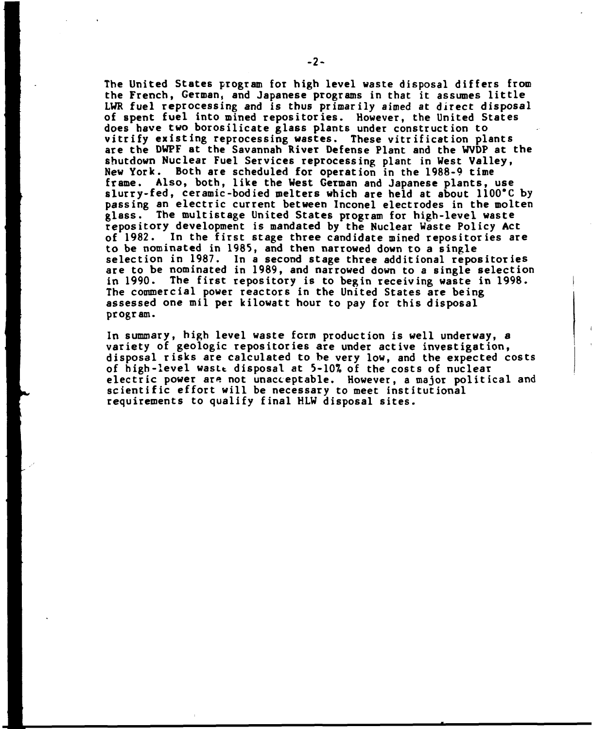The United States program for high level waste disposal differs from the French, German, and Japanese programs in that it assumes little LWR fuel reprocessing and is thus primarily aimed at direct disposal of spent fuel into mined repositories. However, the United States does have two borosilicate glass plants under construction to vitrify existing reprocessing wastes. These vitrification plants are the DWPF at the Savannah River Defense Plant and the WVDP at the shutdown Nuclear Fuel Services reprocessing plant in West Valley, New York. Both are scheduled for operation in the 1988-9 time frame. Also, both, like the West German and Japanese plants, use slurry-fed, ceramic-bodied melters which are held at about 1100°C by passing an electric current between Inconel electrodes in the molten glass. The multistage United States program for high-level waste repository development is mandated by the Nuclear Waste Policy Act of 1982. In the first stage three candidate mined repositories are to be nominated in 1985, and then narrowed down to a single selection in 1987. In a second stage three additional repositories are to be nominated in 1989, and narrowed down to a single selection in 1990. The first repository is to begin receiving waste in 1998. The commercial power reactors in the United States are being assessed one mil per kilowatt hour to pay for this disposal program.

In summary, high level waste form production is well underway, a variety of geologic repositories are under active investigation, disposal risks are calculated to be very low, and the expected costs of high-level waste disposal at 5-10% of the costs of nuclear electric power are not unacceptable. However, a major political and scientific effort will be necessary to meet institutional requirements to qualify final HLW disposal sites.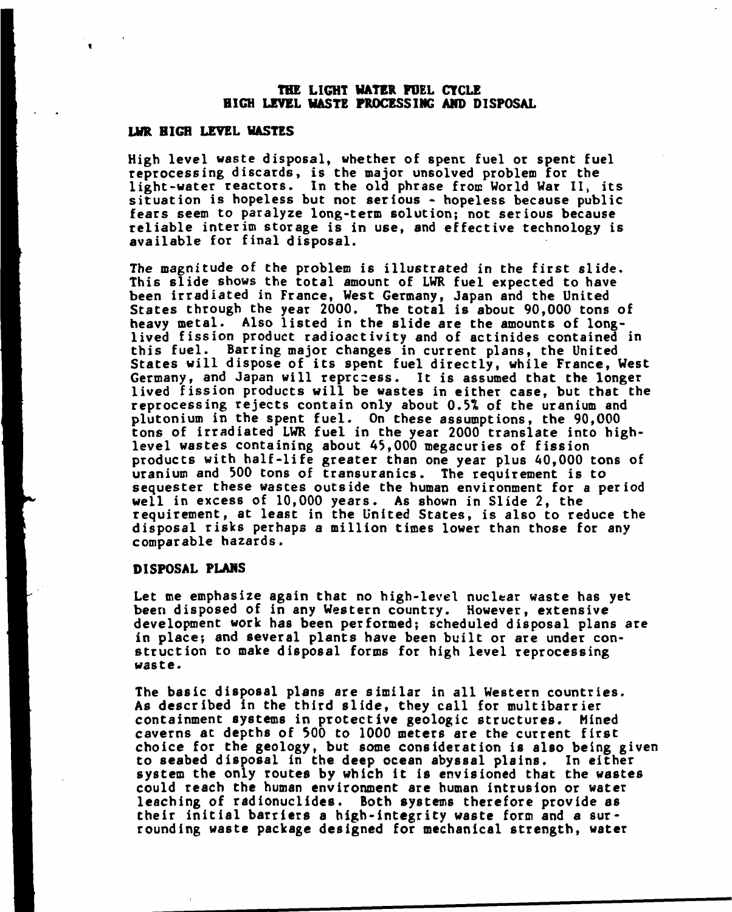# THE LIGHT WATER FUEL CYCLE
# HIGH LEVEL WASTE PROCESSING AND DISPOSAL

## LWR HIGH LEVEL WASTES

High level waste disposal, whether of spent fuel or spent fuel reprocessing discards, is the major unsolved problem for the light-water reactors. In the old phrase from World War II, its situation is hopeless but not serious - hopeless because public fears seem to paralyze long-term solution; not serious because reliable interim storage is in use, and effective technology is available for final disposal.

The magnitude of the problem is illustrated in the first slide. This slide shows the total amount of LWR fuel expected to have been irradiated in France, West Germany, Japan and the United States through the year 2000. The total is about 90,000 tons of heavy metal. Also listed in the slide are the amounts of long-lived fission product radioactivity and of actinides contained in this fuel. Barring major changes in current plans, the United States will dispose of its spent fuel directly, while France, West Germany, and Japan will reprocess. It is assumed that the longer lived fission products will be wastes in either case, but that the reprocessing rejects contain only about 0.5% of the uranium and plutonium in the spent fuel. On these assumptions, the 90,000 tons of irradiated LWR fuel in the year 2000 translate into high-level wastes containing about 45,000 megacuries of fission products with half-life greater than one year plus 40,000 tons of uranium and 500 tons of transuranics. The requirement is to sequester these wastes outside the human environment for a period well in excess of 10,000 years. As shown in Slide 2, the requirement, at least in the United States, is also to reduce the disposal risks perhaps a million times lower than those for any comparable hazards.

## DISPOSAL PLANS

Let me emphasize again that no high-level nuclear waste has yet been disposed of in any Western country. However, extensive development work has been performed; scheduled disposal plans are in place; and several plants have been built or are under construction to make disposal forms for high level reprocessing waste.

The basic disposal plans are similar in all Western countries. As described in the third slide, they call for multibarrier containment systems in protective geologic structures. Mined caverns at depths of 500 to 1000 meters are the current first choice for the geology, but some consideration is also being given to seabed disposal in the deep ocean abyssal plains. In either system the only routes by which it is envisioned that the wastes could reach the human environment are human intrusion or water leaching of radionuclides. Both systems therefore provide as their initial barriers a high-integrity waste form and a surrounding waste package designed for mechanical strength, water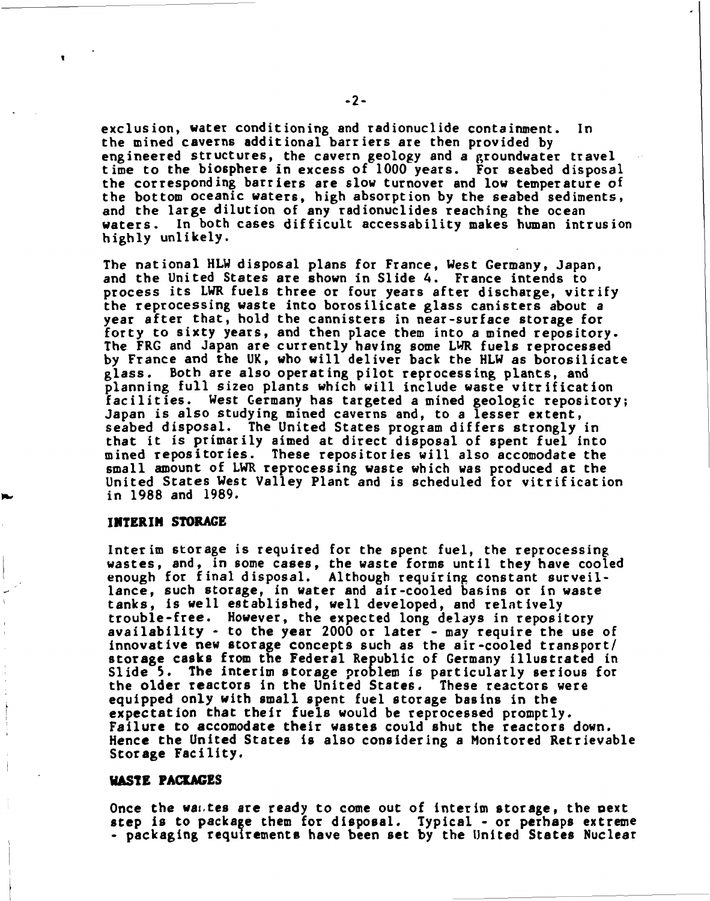exclusion, water conditioning and radionuclide containment. In the mined caverns additional barriers are then provided by engineered structures, the cavern geology and a groundwater travel time to the biosphere in excess of 1000 years. For seabed disposal the corresponding barriers are slow turnover and low temperature of the bottom oceanic waters, high absorption by the seabed sediments, and the large dilution of any radionuclides reaching the ocean waters. In both cases difficult accessability makes human intrusion highly unlikely.

The national HLW disposal plans for France, West Germany, Japan, and the United States are shown in Slide 4. France intends to process its LWR fuels three or four years after discharge, vitrify the reprocessing waste into borosilicate glass canisters about a year after that, hold the cannisters in near-surface storage for forty to sixty years, and then place them into a mined repository. The FRG and Japan are currently having some LWR fuels reprocessed by France and the UK, who will deliver back the HLW as borosilicate glass. Both are also operating pilot reprocessing plants, and planning full sizeo plants which will include waste vitrification facilities. West Germany has targeted a mined geologic repository; Japan is also studying mined caverns and, to a lesser extent, seabed disposal. The United States program differs strongly in that it is primarily aimed at direct disposal of spent fuel into mined repositories. These repositories will also accomodate the small amount of LWR reprocessing waste which was produced at the United States West Valley Plant and is scheduled for vitrification in 1988 and 1989.

## INTERIM STORAGE

Interim storage is required for the spent fuel, the reprocessing wastes, and, in some cases, the waste forms until they have cooled enough for final disposal. Although requiring constant surveillance, such storage, in water and air-cooled basins or in waste tanks, is well established, well developed, and relatively trouble-free. However, the expected long delays in repository availability - to the year 2000 or later - may require the use of innovative new storage concepts such as the air-cooled transport/storage casks from the Federal Republic of Germany illustrated in Slide 5. The interim storage problem is particularly serious for the older reactors in the United States. These reactors were equipped only with small spent fuel storage basins in the expectation that their fuels would be reprocessed promptly. Failure to accomodate their wastes could shut the reactors down. Hence the United States is also considering a Monitored Retrievable Storage Facility.

## WASTE PACKAGES

Once the wastes are ready to come out of interim storage, the next step is to package them for disposal. Typical - or perhaps extreme - packaging requirements have been set by the United States Nuclear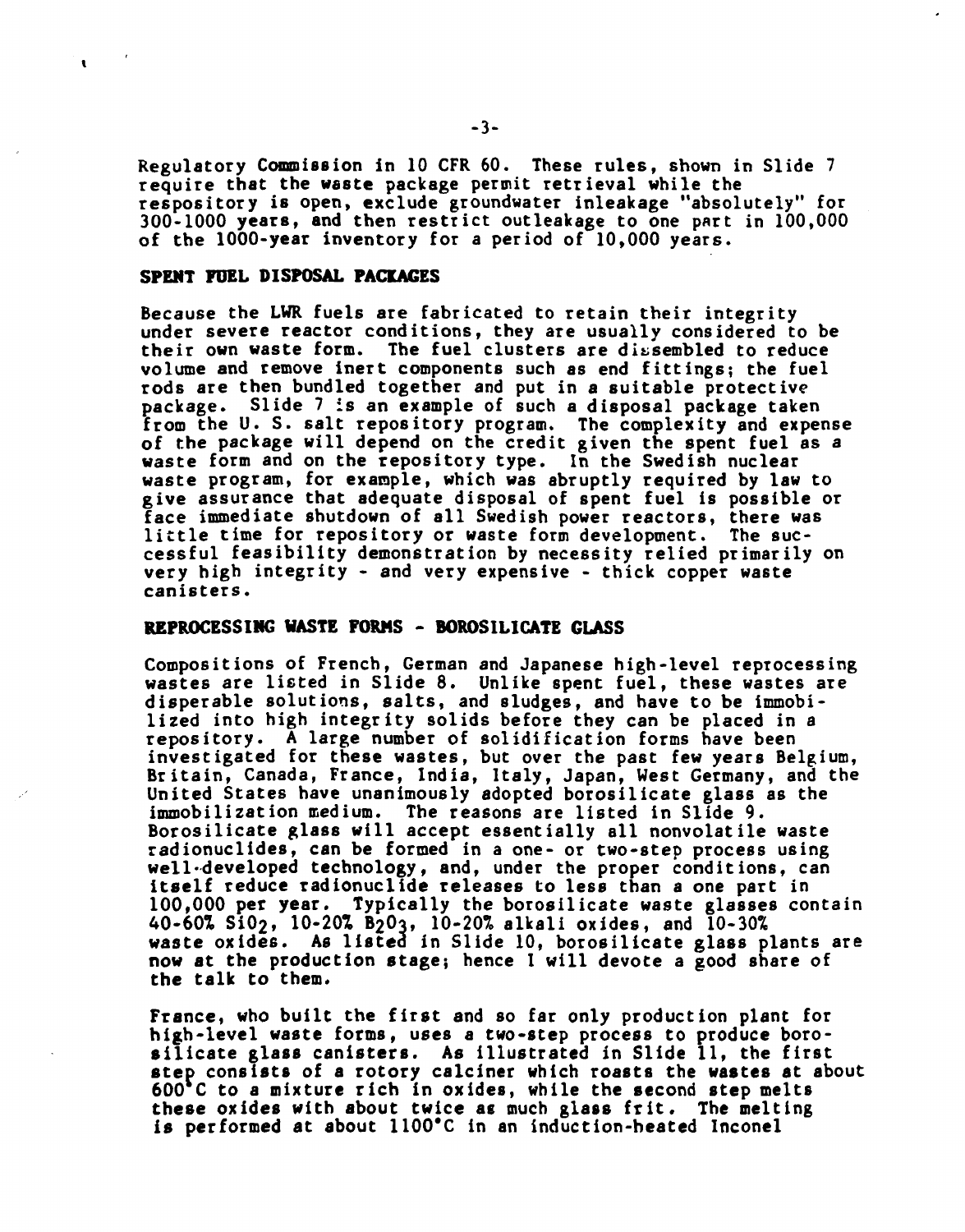Regulatory Commission in 10 CFR 60. These rules, shown in Slide 7 require that the waste package permit retrieval while the respository is open, exclude groundwater inleakage "absolutely" for 300-1000 years, and then restrict outleakage to one part in 100,000 of the 1000-year inventory for a period of 10,000 years.

## SPENT FUEL DISPOSAL PACKAGES

Because the LWR fuels are fabricated to retain their integrity under severe reactor conditions, they are usually considered to be their own waste form. The fuel clusters are dissembled to reduce volume and remove inert components such as end fittings; the fuel rods are then bundled together and put in a suitable protective package. Slide 7 is an example of such a disposal package taken from the U. S. salt repository program. The complexity and expense of the package will depend on the credit given the spent fuel as a waste form and on the repository type. In the Swedish nuclear waste program, for example, which was abruptly required by law to give assurance that adequate disposal of spent fuel is possible or face immediate shutdown of all Swedish power reactors, there was little time for repository or waste form development. The successful feasibility demonstration by necessity relied primarily on very high integrity - and very expensive - thick copper waste canisters.

## REPROCESSING WASTE FORMS - BOROSILICATE GLASS

Compositions of French, German and Japanese high-level reprocessing wastes are listed in Slide 8. Unlike spent fuel, these wastes are disperable solutions, salts, and sludges, and have to be immobilized into high integrity solids before they can be placed in a repository. A large number of solidification forms have been investigated for these wastes, but over the past few years Belgium, Britain, Canada, France, India, Italy, Japan, West Germany, and the United States have unanimously adopted borosilicate glass as the immobilization medium. The reasons are listed in Slide 9. Borosilicate glass will accept essentially all nonvolatile waste radionuclides, can be formed in a one- or two-step process using well-developed technology, and, under the proper conditions, can itself reduce radionuclide releases to less than a one part in 100,000 per year. Typically the borosilicate waste glasses contain 40-60% $SiO_2$, 10-20% $B_2O_3$, 10-20% alkali oxides, and 10-30% waste oxides. As listed in Slide 10, borosilicate glass plants are now at the production stage; hence I will devote a good share of the talk to them.

France, who built the first and so far only production plant for high-level waste forms, uses a two-step process to produce borosilicate glass canisters. As illustrated in Slide 11, the first step consists of a rotory calciner which roasts the wastes at about 600°C to a mixture rich in oxides, while the second step melts these oxides with about twice as much glass frit. The melting is performed at about 1100°C in an induction-heated Inconel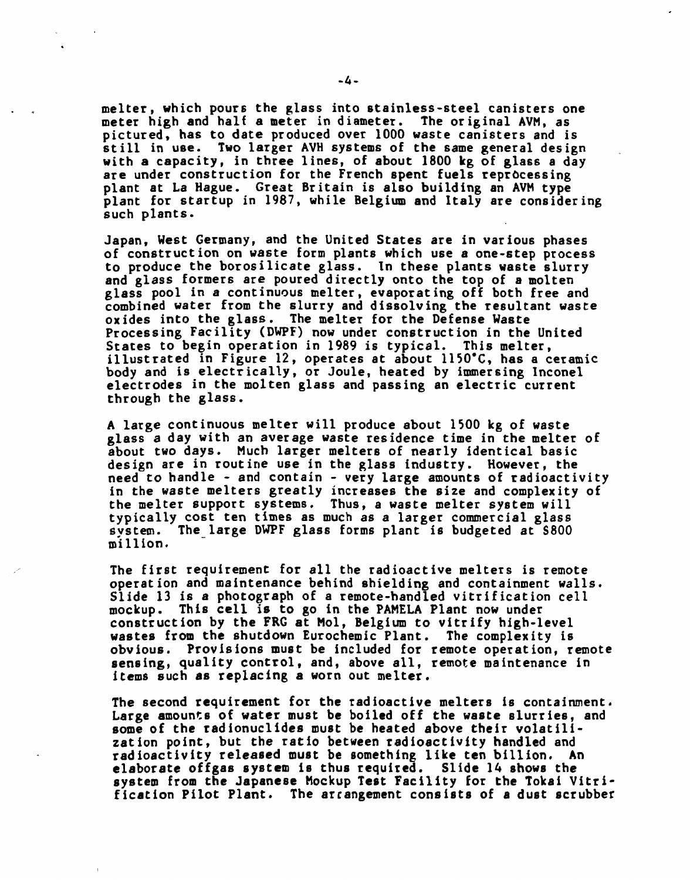melter, which pours the glass into stainless-steel canisters one meter high and half a meter in diameter. The original AVM, as pictured, has to date produced over 1000 waste canisters and is still in use. Two larger AVH systems of the same general design with a capacity, in three lines, of about 1800 kg of glass a day are under construction for the French spent fuels reprocessing plant at La Hague. Great Britain is also building an AVM type plant for startup in 1987, while Belgium and Italy are considering such plants.

Japan, West Germany, and the United States are in various phases of construction on waste form plants which use a one-step process to produce the borosilicate glass. In these plants waste slurry and glass formers are poured directly onto the top of a molten glass pool in a continuous melter, evaporating off both free and combined water from the slurry and dissolving the resultant waste oxides into the glass. The melter for the Defense Waste Processing Facility (DWPF) now under construction in the United States to begin operation in 1989 is typical. This melter, illustrated in Figure 12, operates at about 1150°C, has a ceramic body and is electrically, or Joule, heated by immersing Inconel electrodes in the molten glass and passing an electric current through the glass.

A large continuous melter will produce about 1500 kg of waste glass a day with an average waste residence time in the melter of about two days. Much larger melters of nearly identical basic design are in routine use in the glass industry. However, the need to handle - and contain - very large amounts of radioactivity in the waste melters greatly increases the size and complexity of the melter support systems. Thus, a waste melter system will typically cost ten times as much as a larger commercial glass system. The large DWPF glass forms plant is budgeted at $800 million.

The first requirement for all the radioactive melters is remote operation and maintenance behind shielding and containment walls. Slide 13 is a photograph of a remote-handled vitrification cell mockup. This cell is to go in the PAMELA Plant now under construction by the FRG at Mol, Belgium to vitrify high-level wastes from the shutdown Eurochemic Plant. The complexity is obvious. Provisions must be included for remote operation, remote sensing, quality control, and, above all, remote maintenance in items such as replacing a worn out melter.

The second requirement for the radioactive melters is containment. Large amounts of water must be boiled off the waste slurries, and some of the radionuclides must be heated above their volatilization point, but the ratio between radioactivity handled and radioactivity released must be something like ten billion. An elaborate offgas system is thus required. Slide 14 shows the system from the Japanese Mockup Test Facility for the Tokai Vitrification Pilot Plant. The arrangement consists of a dust scrubber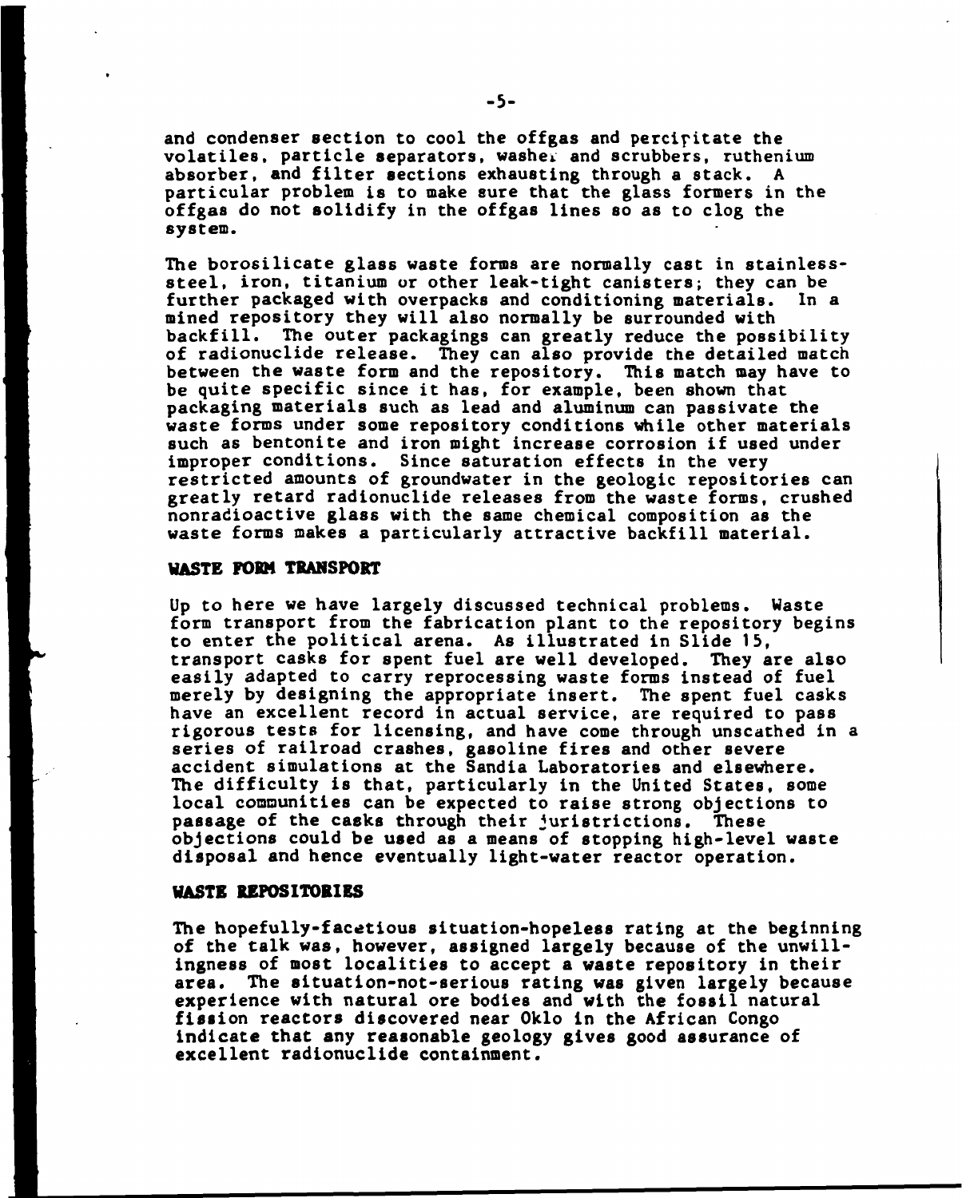and condenser section to cool the offgas and percipitate the volatiles, particle separators, washer and scrubbers, ruthenium absorber, and filter sections exhausting through a stack. A particular problem is to make sure that the glass formers in the offgas do not solidify in the offgas lines so as to clog the system.

The borosilicate glass waste forms are normally cast in stainless-steel, iron, titanium or other leak-tight canisters; they can be further packaged with overpacks and conditioning materials. In a mined repository they will also normally be surrounded with backfill. The outer packagings can greatly reduce the possibility of radionuclide release. They can also provide the detailed match between the waste form and the repository. This match may have to be quite specific since it has, for example, been shown that packaging materials such as lead and aluminum can passivate the waste forms under some repository conditions while other materials such as bentonite and iron might increase corrosion if used under improper conditions. Since saturation effects in the very restricted amounts of groundwater in the geologic repositories can greatly retard radionuclide releases from the waste forms, crushed nonradioactive glass with the same chemical composition as the waste forms makes a particularly attractive backfill material.

## WASTE FORM TRANSPORT

Up to here we have largely discussed technical problems. Waste form transport from the fabrication plant to the repository begins to enter the political arena. As illustrated in Slide 15, transport casks for spent fuel are well developed. They are also easily adapted to carry reprocessing waste forms instead of fuel merely by designing the appropriate insert. The spent fuel casks have an excellent record in actual service, are required to pass rigorous tests for licensing, and have come through unscathed in a series of railroad crashes, gasoline fires and other severe accident simulations at the Sandia Laboratories and elsewhere. The difficulty is that, particularly in the United States, some local communities can be expected to raise strong objections to passage of the casks through their juristrictions. These objections could be used as a means of stopping high-level waste disposal and hence eventually light-water reactor operation.

## WASTE REPOSITORIES

The hopefully-facetious situation-hopeless rating at the beginning of the talk was, however, assigned largely because of the unwillingness of most localities to accept a waste repository in their area. The situation-not-serious rating was given largely because experience with natural ore bodies and with the fossil natural fission reactors discovered near Oklo in the African Congo indicate that any reasonable geology gives good assurance of excellent radionuclide containment.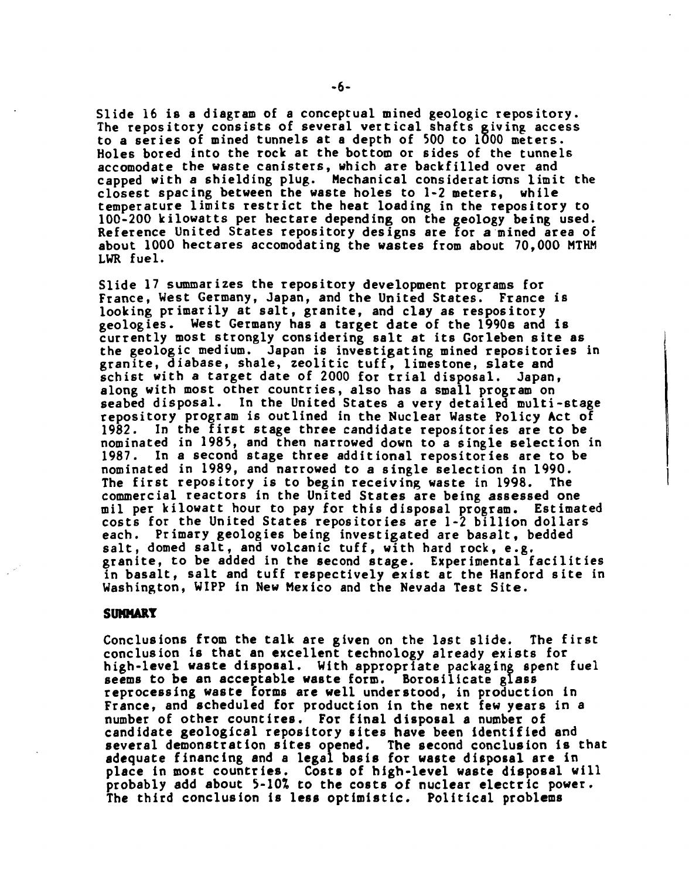Slide 16 is a diagram of a conceptual mined geologic repository. The repository consists of several vertical shafts giving access to a series of mined tunnels at a depth of 500 to 1000 meters. Holes bored into the rock at the bottom or sides of the tunnels accomodate the waste canisters, which are backfilled over and capped with a shielding plug. Mechanical considerations limit the closest spacing between the waste holes to 1-2 meters, while temperature limits restrict the heat loading in the repository to 100-200 kilowatts per hectare depending on the geology being used. Reference United States repository designs are for a mined area of about 1000 hectares accomodating the wastes from about 70,000 MTHM LWR fuel.

Slide 17 summarizes the repository development programs for France, West Germany, Japan, and the United States. France is looking primarily at salt, granite, and clay as respository geologies. West Germany has a target date of the 1990s and is currently most strongly considering salt at its Gorleben site as the geologic medium. Japan is investigating mined repositories in granite, diabase, shale, zeolitic tuff, limestone, slate and schist with a target date of 2000 for trial disposal. Japan, along with most other countries, also has a small program on seabed disposal. In the United States a very detailed multi-stage repository program is outlined in the Nuclear Waste Policy Act of 1982. In the first stage three candidate repositories are to be nominated in 1985, and then narrowed down to a single selection in 1987. In a second stage three additional repositories are to be nominated in 1989, and narrowed to a single selection in 1990. The first repository is to begin receiving waste in 1998. The commercial reactors in the United States are being assessed one mil per kilowatt hour to pay for this disposal program. Estimated costs for the United States repositories are 1-2 billion dollars each. Primary geologies being investigated are basalt, bedded salt, domed salt, and volcanic tuff, with hard rock, e.g. granite, to be added in the second stage. Experimental facilities in basalt, salt and tuff respectively exist at the Hanford site in Washington, WIPP in New Mexico and the Nevada Test Site.

## SUMMARY

Conclusions from the talk are given on the last slide. The first conclusion is that an excellent technology already exists for high-level waste disposal. With appropriate packaging spent fuel seems to be an acceptable waste form. Borosilicate glass reprocessing waste forms are well understood, in production in France, and scheduled for production in the next few years in a number of other countires. For final disposal a number of candidate geological repository sites have been identified and several demonstration sites opened. The second conclusion is that adequate financing and a legal basis for waste disposal are in place in most countries. Costs of high-level waste disposal will probably add about 5-10% to the costs of nuclear electric power. The third conclusion is less optimistic. Political problems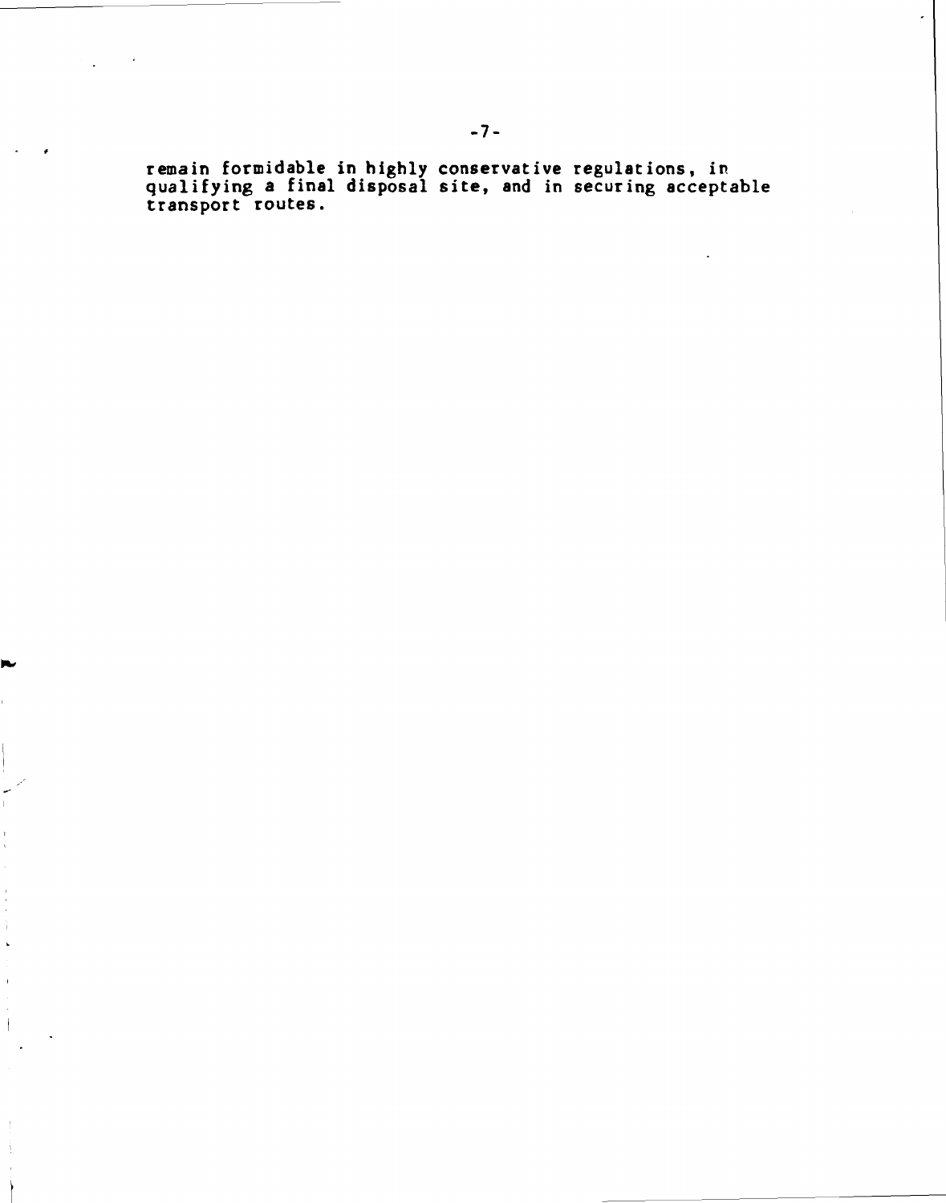remain formidable in highly conservative regulations, in qualifying a final disposal site, and in securing acceptable transport routes.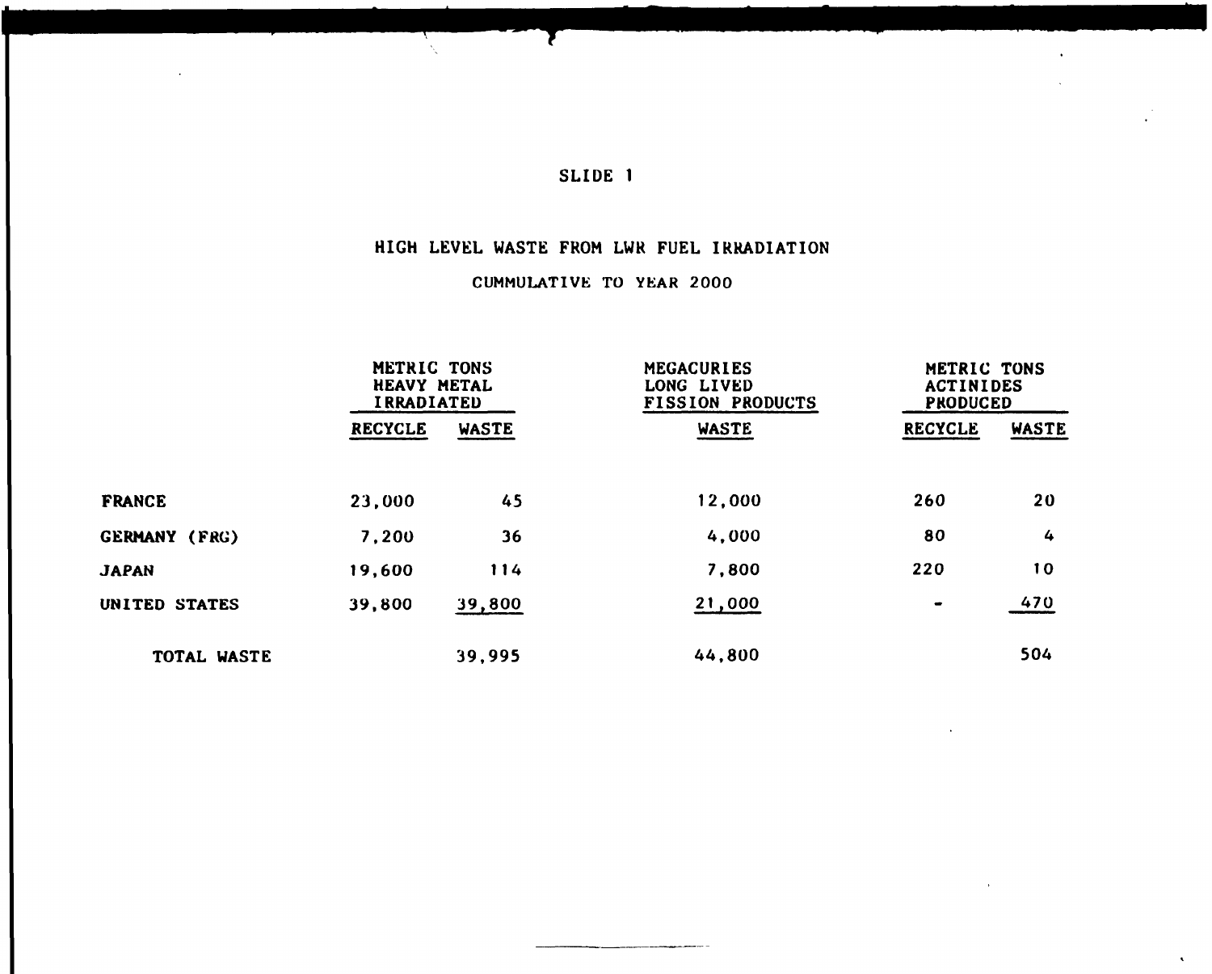SLIDE 1

## HIGH LEVEL WASTE FROM LWR FUEL IRRADIATION

CUMMULATIVE TO YEAR 2000

| | METRIC TONS HEAVY METAL IRRADIATED | | MEGACURIES LONG LIVED FISSION PRODUCTS | METRIC TONS ACTINIDES PRODUCED | |
|---|---|---|---|---|---|
| | RECYCLE | WASTE | WASTE | RECYCLE | WASTE |
| FRANCE | 23,000 | 45 | 12,000 | 260 | 20 |
| GERMANY (FRG) | 7,200 | 36 | 4,000 | 80 | 4 |
| JAPAN | 19,600 | 114 | 7,800 | 220 | 10 |
| UNITED STATES | 39,800 | 39,800 | 21,000 | - | 470 |
| TOTAL WASTE | | 39,995 | 44,800 | | 504 |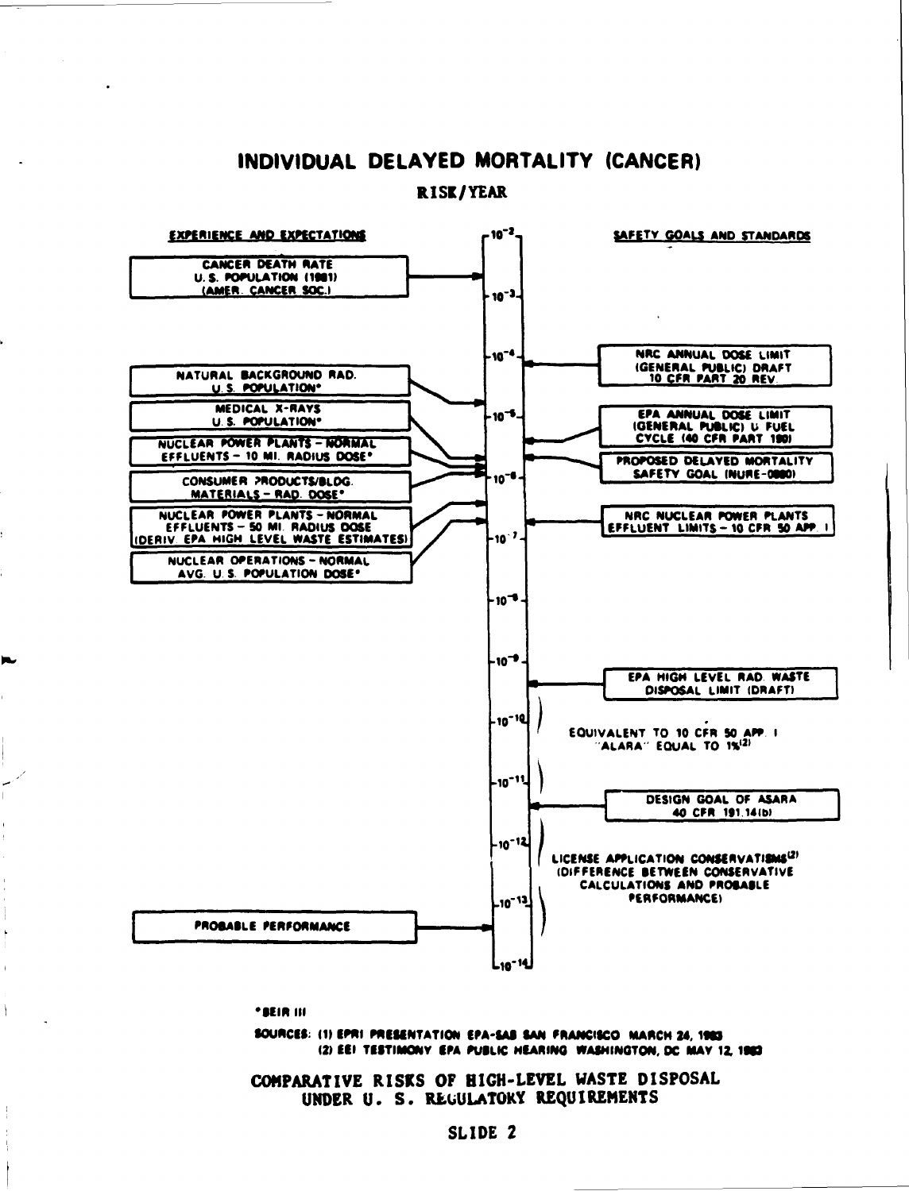# INDIVIDUAL DELAYED MORTALITY (CANCER)

**RISK/YEAR**

**EXPERIENCE AND EXPECTATIONS**

- CANCER DEATH RATE U. S. POPULATION (1981) (AMER. CANCER SOC.)
- NATURAL BACKGROUND RAD. U. S. POPULATION*
- MEDICAL X-RAYS U. S. POPULATION*
- NUCLEAR POWER PLANTS – NORMAL EFFLUENTS – 10 MI. RADIUS DOSE*
- CONSUMER PRODUCTS/BLDG. MATERIALS – RAD. DOSE*
- NUCLEAR POWER PLANTS – NORMAL EFFLUENTS – 50 MI. RADIUS DOSE (DERIV. EPA HIGH LEVEL WASTE ESTIMATES)
- NUCLEAR OPERATIONS – NORMAL AVG. U. S. POPULATION DOSE*
- PROBABLE PERFORMANCE

**Scale:** $10^{-2}$, $10^{-3}$, $10^{-4}$, $10^{-5}$, $10^{-6}$, $10^{-7}$, $10^{-8}$, $10^{-9}$, $10^{-10}$, $10^{-11}$, $10^{-12}$, $10^{-13}$, $10^{-14}$

**SAFETY GOALS AND STANDARDS**

- NRC ANNUAL DOSE LIMIT (GENERAL PUBLIC) DRAFT 10 CFR PART 20 REV.
- EPA ANNUAL DOSE LIMIT (GENERAL PUBLIC) U FUEL CYCLE (40 CFR PART 190)
- PROPOSED DELAYED MORTALITY SAFETY GOAL (NUREG-0880)
- NRC NUCLEAR POWER PLANTS EFFLUENT LIMITS – 10 CFR 50 APP. I
- EPA HIGH LEVEL RAD. WASTE DISPOSAL LIMIT (DRAFT)
- EQUIVALENT TO 10 CFR 50 APP. I "ALARA" EQUAL TO 1%[2]
- DESIGN GOAL OF ASARA 40 CFR 191.14(b)
- LICENSE APPLICATION CONSERVATISMS[2] (DIFFERENCE BETWEEN CONSERVATIVE CALCULATIONS AND PROBABLE PERFORMANCE)

*BEIR III

SOURCES: (1) EPRI PRESENTATION EPA-SAB SAN FRANCISCO MARCH 24, 1983
(2) EEI TESTIMONY EPA PUBLIC HEARING WASHINGTON, DC MAY 12, 1983

## COMPARATIVE RISKS OF HIGH-LEVEL WASTE DISPOSAL UNDER U. S. REGULATORY REQUIREMENTS

SLIDE 2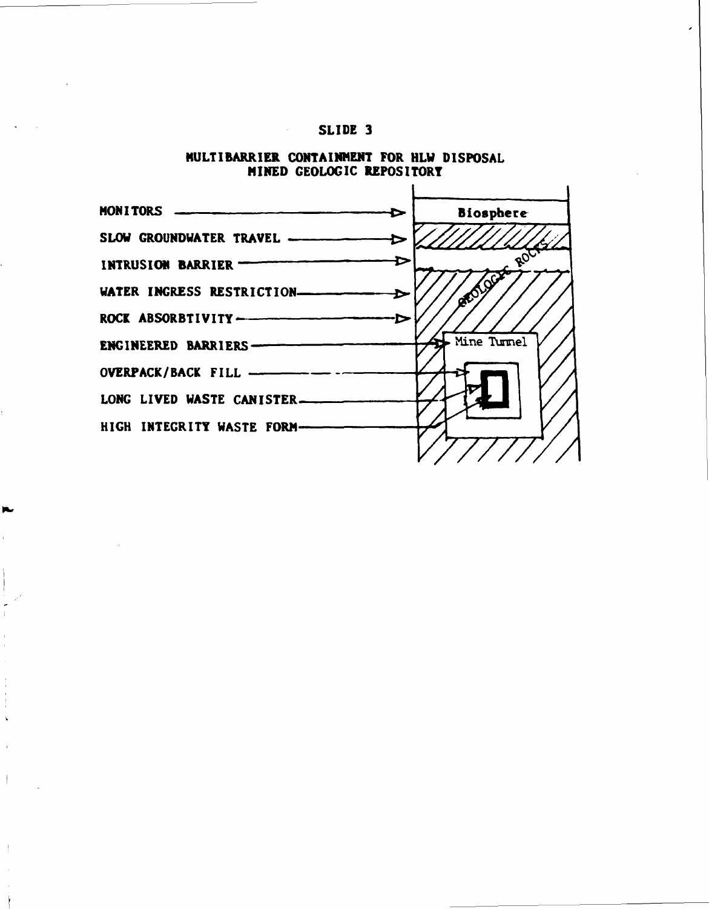# SLIDE 3

## MULTIBARRIER CONTAINMENT FOR HLW DISPOSAL
## MINED GEOLOGIC REPOSITORY

- MONITORS → Biosphere
- SLOW GROUNDWATER TRAVEL →
- INTRUSION BARRIER →
- WATER INGRESS RESTRICTION →
- ROCK ABSORBTIVITY →
- ENGINEERED BARRIERS → Mine Tunnel
- OVERPACK/BACK FILL →
- LONG LIVED WASTE CANISTER →
- HIGH INTEGRITY WASTE FORM →

GEOLOGIC ROCKS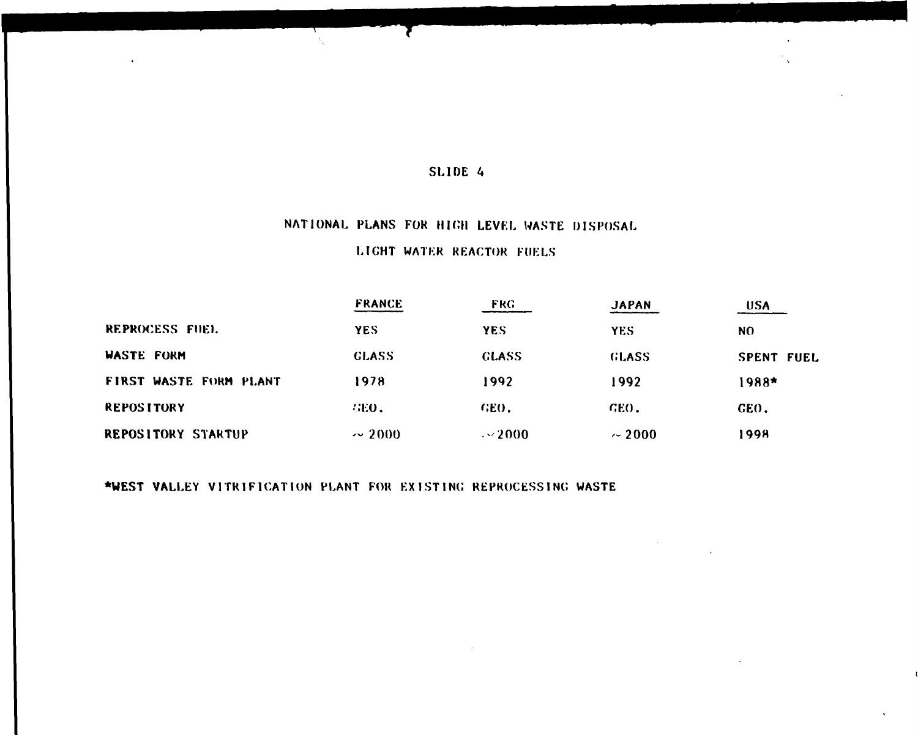SLIDE 4

## NATIONAL PLANS FOR HIGH LEVEL WASTE DISPOSAL

### LIGHT WATER REACTOR FUELS

| | FRANCE | FRG | JAPAN | USA |
|---|---|---|---|---|
| REPROCESS FUEL | YES | YES | YES | NO |
| WASTE FORM | GLASS | GLASS | GLASS | SPENT FUEL |
| FIRST WASTE FORM PLANT | 1978 | 1992 | 1992 | 1988* |
| REPOSITORY | GEO. | GEO. | GEO. | GEO. |
| REPOSITORY STARTUP | ~ 2000 | ~ 2000 | ~ 2000 | 1998 |

*WEST VALLEY VITRIFICATION PLANT FOR EXISTING REPROCESSING WASTE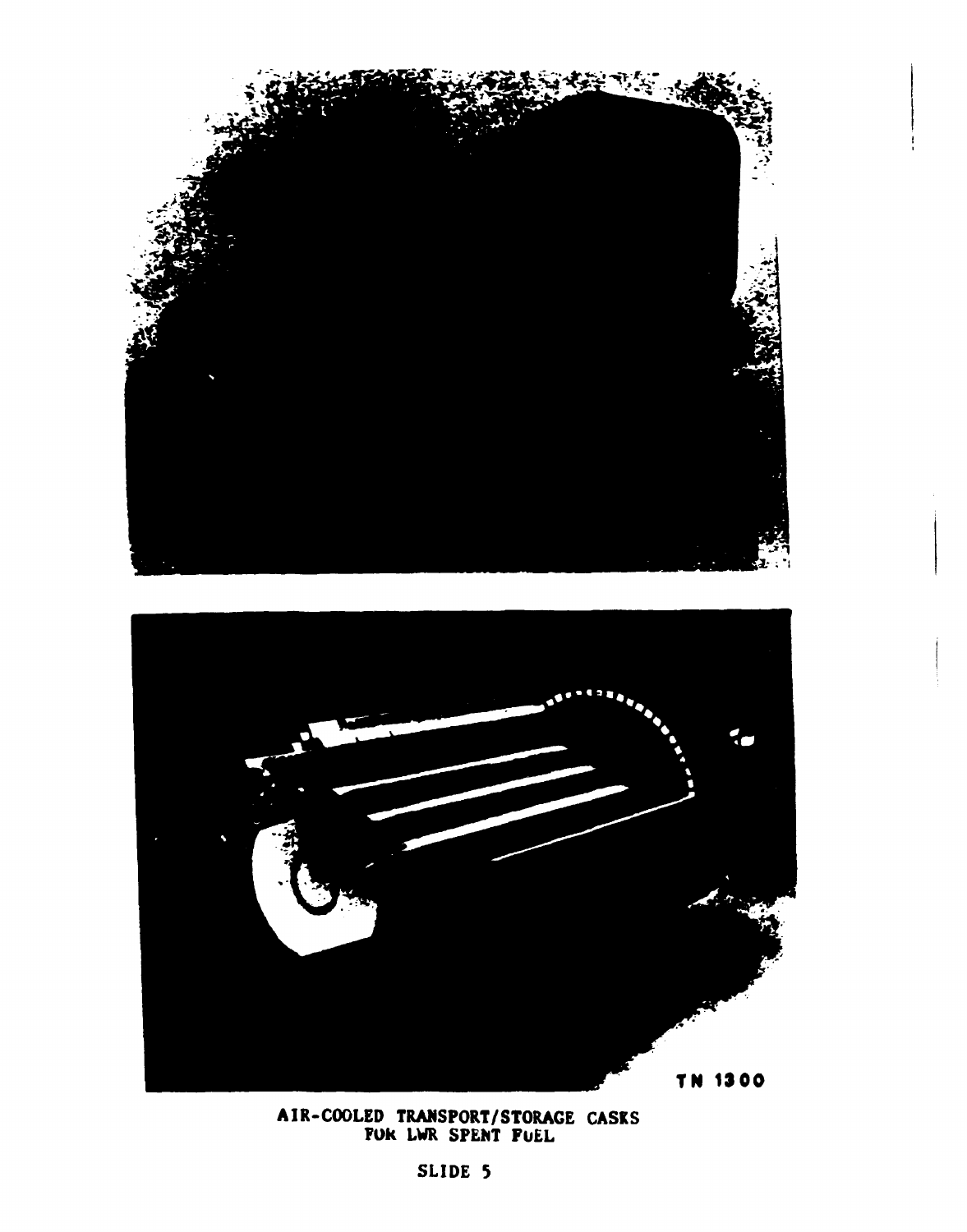TN 1300

AIR-COOLED TRANSPORT/STORAGE CASKS
FOR LWR SPENT FUEL

SLIDE 5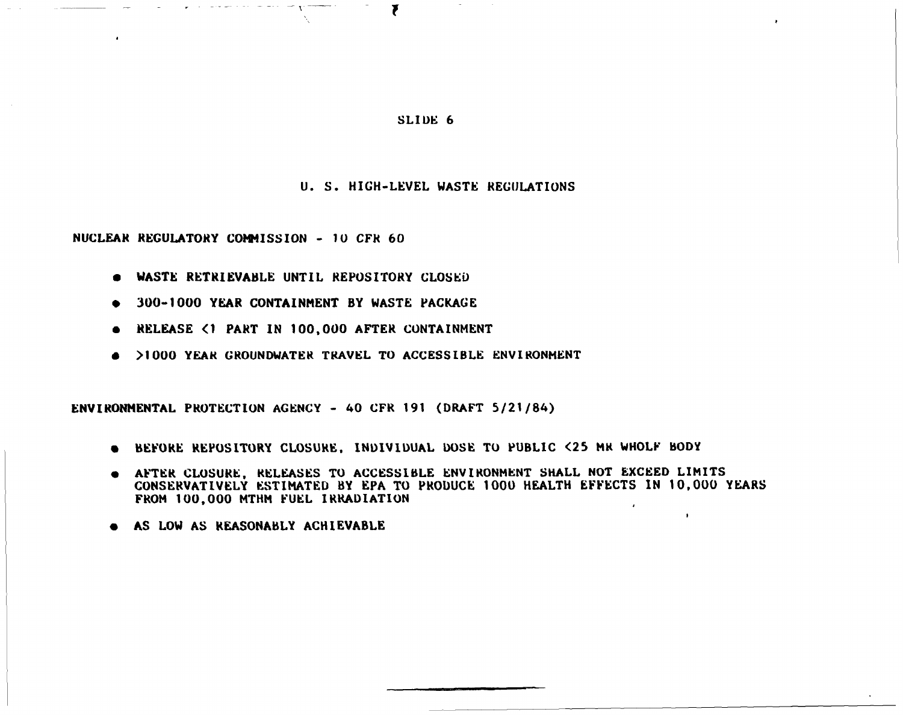SLIDE 6

## U. S. HIGH-LEVEL WASTE REGULATIONS

**NUCLEAR REGULATORY COMMISSION - 10 CFR 60**

- WASTE RETRIEVABLE UNTIL REPOSITORY CLOSED
- 300-1000 YEAR CONTAINMENT BY WASTE PACKAGE
- RELEASE <1 PART IN 100,000 AFTER CONTAINMENT
- >1000 YEAR GROUNDWATER TRAVEL TO ACCESSIBLE ENVIRONMENT

**ENVIRONMENTAL PROTECTION AGENCY - 40 CFR 191 (DRAFT 5/21/84)**

- BEFORE REPOSITORY CLOSURE, INDIVIDUAL DOSE TO PUBLIC <25 MR WHOLE BODY
- AFTER CLOSURE, RELEASES TO ACCESSIBLE ENVIRONMENT SHALL NOT EXCEED LIMITS CONSERVATIVELY ESTIMATED BY EPA TO PRODUCE 1000 HEALTH EFFECTS IN 10,000 YEARS FROM 100,000 MTHM FUEL IRRADIATION
- AS LOW AS REASONABLY ACHIEVABLE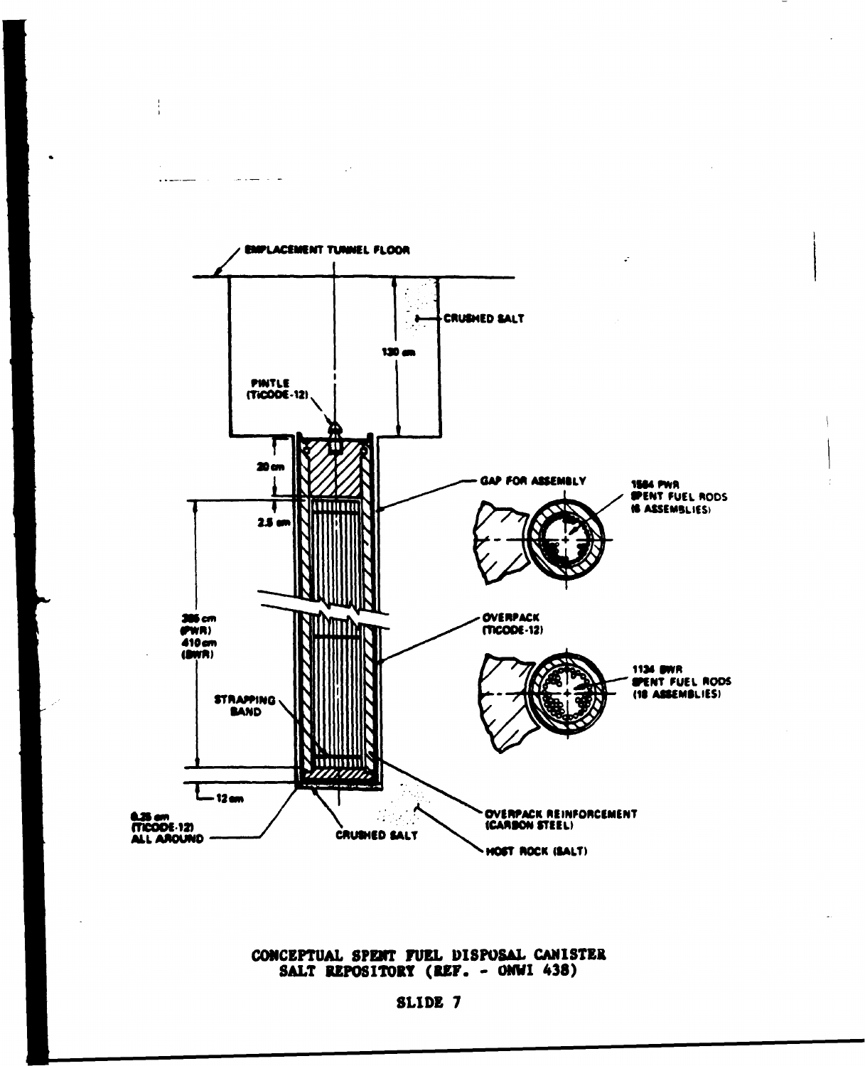EMPLACEMENT TUNNEL FLOOR

CRUSHED SALT

130 cm

PINTLE (TiCODE-12)

20 cm

2.5 cm

GAP FOR ASSEMBLY

1584 PWR SPENT FUEL RODS (6 ASSEMBLIES)

385 cm (PWR) 410 cm (BWR)

OVERPACK (TiCODE-12)

1134 BWR SPENT FUEL RODS (18 ASSEMBLIES)

STRAPPING BAND

12 cm

0.25 cm (TiCODE-12) ALL AROUND

CRUSHED SALT

OVERPACK REINFORCEMENT (CARBON STEEL)

HOST ROCK (SALT)

CONCEPTUAL SPENT FUEL DISPOSAL CANISTER
SALT REPOSITORY (REF. - ONWI 438)

SLIDE 7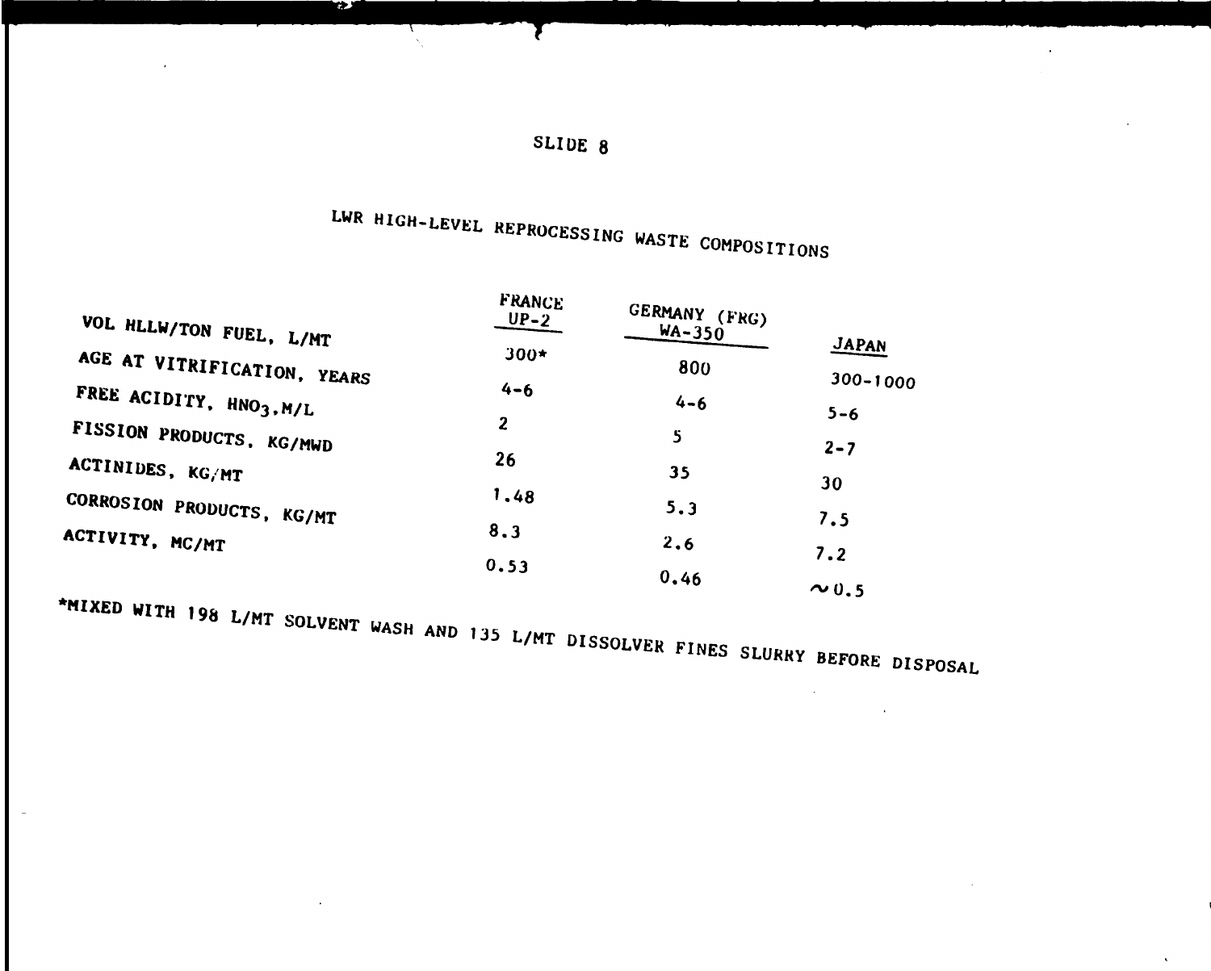SLIDE 8

# LWR HIGH-LEVEL REPROCESSING WASTE COMPOSITIONS

| | FRANCE UP-2 | GERMANY (FRG) WA-350 | JAPAN |
|---|---|---|---|
| VOL HLLW/TON FUEL, L/MT | 300* | 800 | 300-1000 |
| AGE AT VITRIFICATION, YEARS | 4-6 | 4-6 | 5-6 |
| FREE ACIDITY, $HNO_3$, M/L | 2 | 5 | 2-7 |
| FISSION PRODUCTS, KG/MWD | 26 | 35 | 30 |
| ACTINIDES, KG/MT | 1.48 | 5.3 | 7.5 |
| CORROSION PRODUCTS, KG/MT | 8.3 | 2.6 | 7.2 |
| ACTIVITY, MC/MT | 0.53 | 0.46 | ~0.5 |

*MIXED WITH 198 L/MT SOLVENT WASH AND 135 L/MT DISSOLVER FINES SLURRY BEFORE DISPOSAL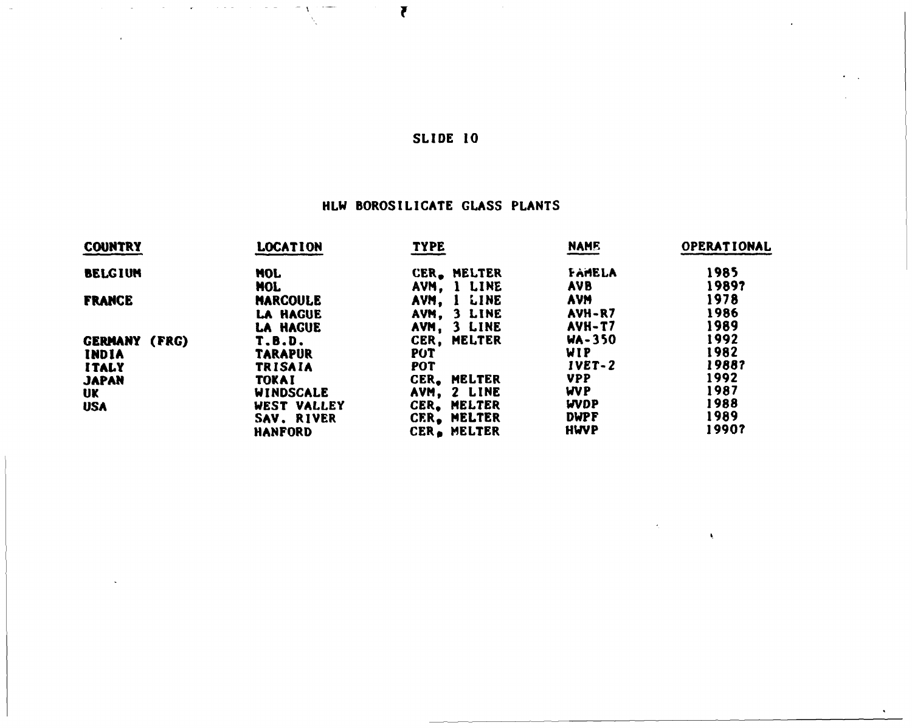SLIDE 10

## HLW BOROSILICATE GLASS PLANTS

| COUNTRY | LOCATION | TYPE | NAME | OPERATIONAL |
|---|---|---|---|---|
| BELGIUM | MOL | CER. MELTER | PAMELA | 1985 |
| | MOL | AVM, 1 LINE | AVB | 1989? |
| FRANCE | MARCOULE | AVM, 1 LINE | AVM | 1978 |
| | LA HAGUE | AVM, 3 LINE | AVH-R7 | 1986 |
| | LA HAGUE | AVM, 3 LINE | AVH-T7 | 1989 |
| GERMANY (FRG) | T.B.D. | CER, MELTER | WA-350 | 1992 |
| INDIA | TARAPUR | POT | WIP | 1982 |
| ITALY | TRISAIA | POT | IVET-2 | 1988? |
| JAPAN | TOKAI | CER. MELTER | VPP | 1992 |
| UK | WINDSCALE | AVM, 2 LINE | WVP | 1987 |
| USA | WEST VALLEY | CER. MELTER | WVDP | 1988 |
| | SAV. RIVER | CER. MELTER | DWPF | 1989 |
| | HANFORD | CER. MELTER | HWVP | 1990? |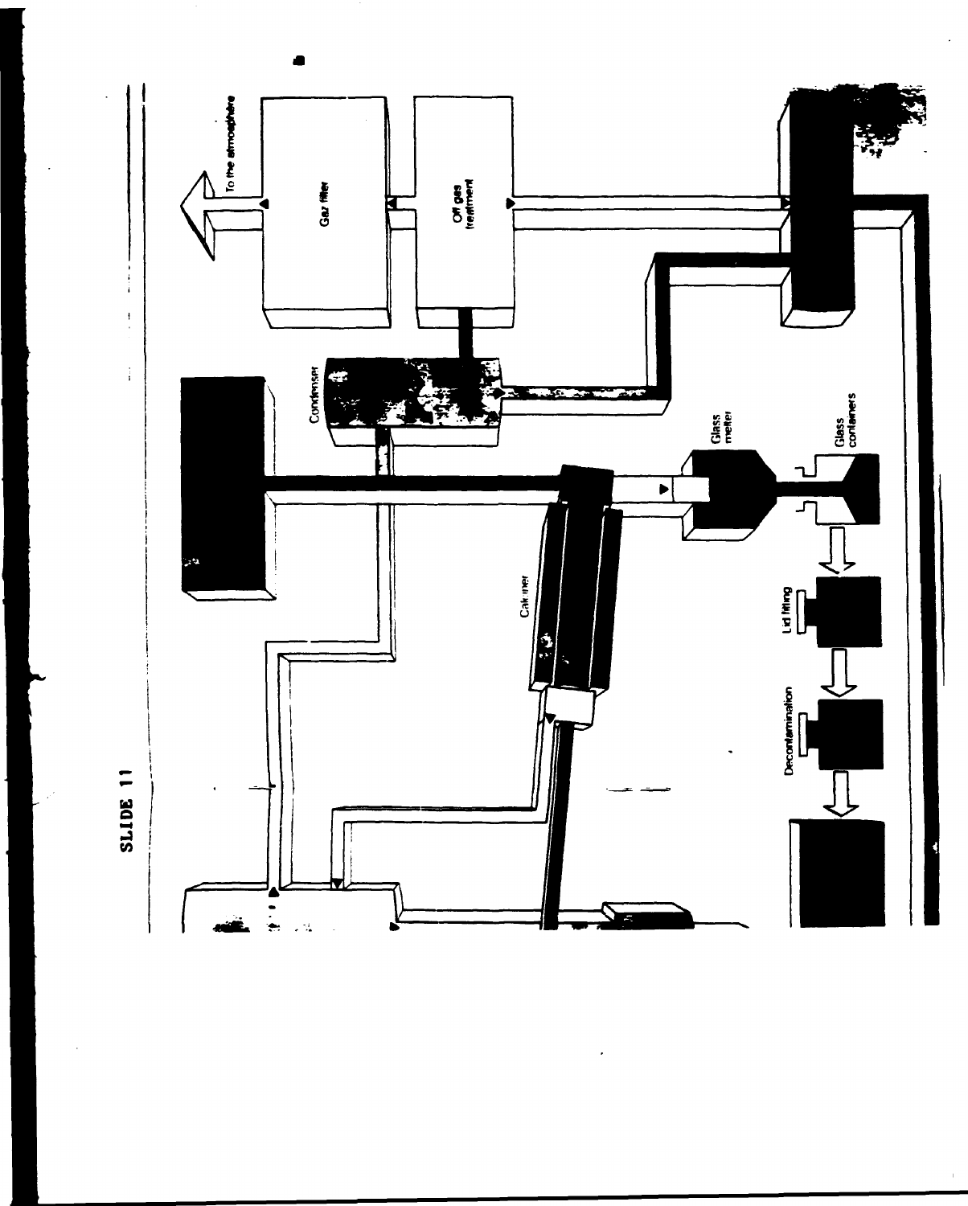SLIDE 11

To the atmosphere

Gaz filter

Off gas treatment

Condenser

Glass melter

Glass containers

Calciner

Lid fitting

Decontamination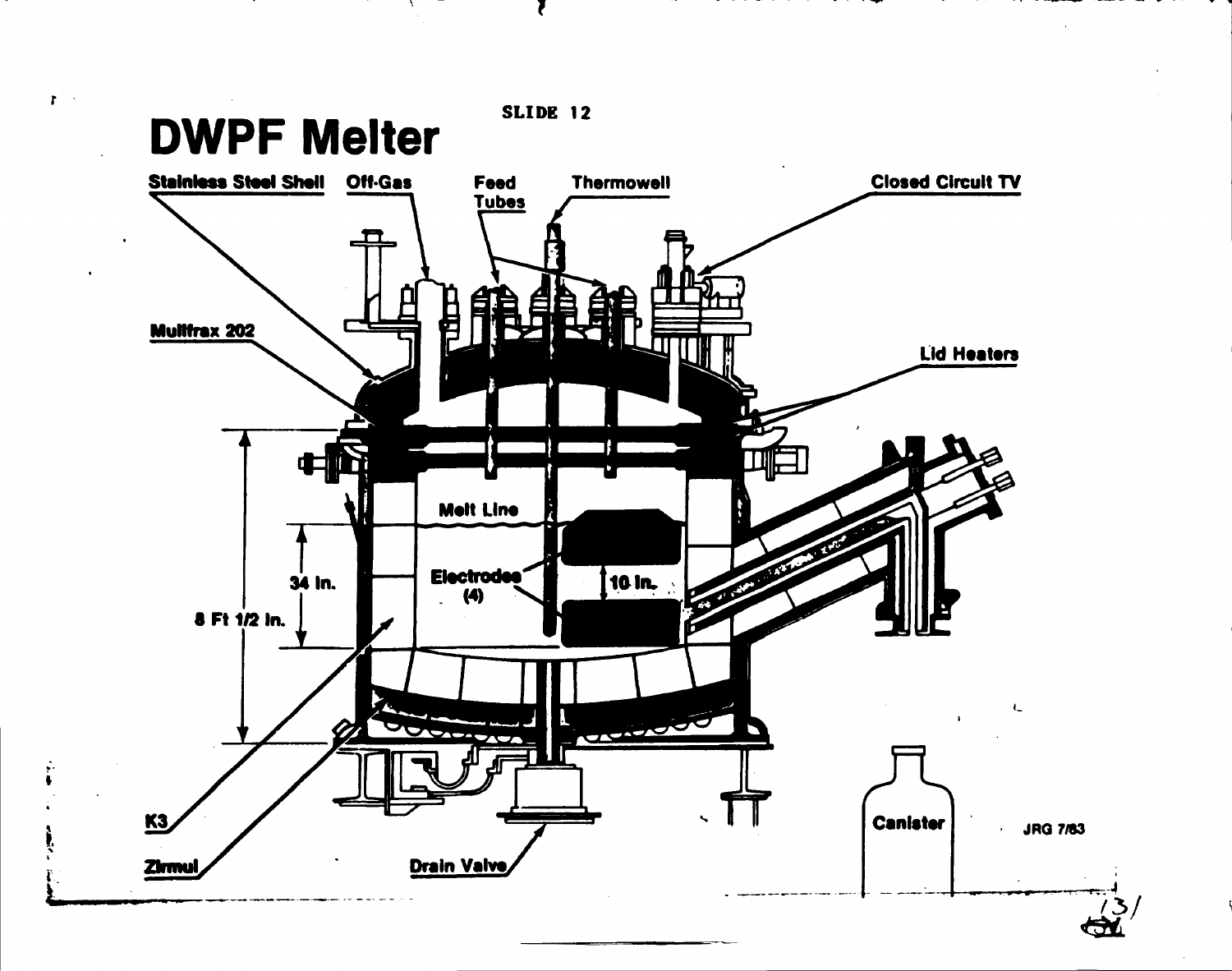SLIDE 12

# DWPF Melter

Stainless Steel Shell
Off-Gas
Feed Tubes
Thermowell
Closed Circuit TV
Mullfrax 202
Lid Heaters
Melt Line
Electrodes (4)
10 In.
34 In.
8 Ft 1/2 In.
K3
Zirmul
Drain Valve
Canister

JRG 7/83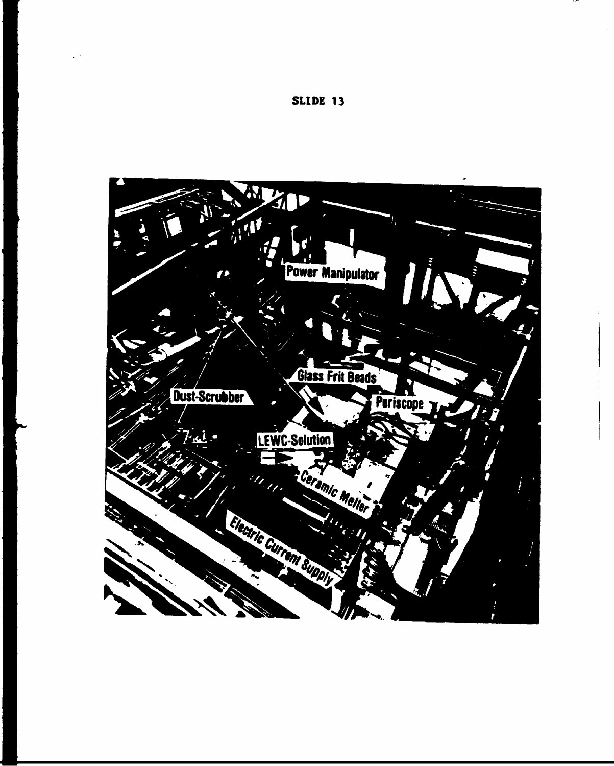SLIDE 13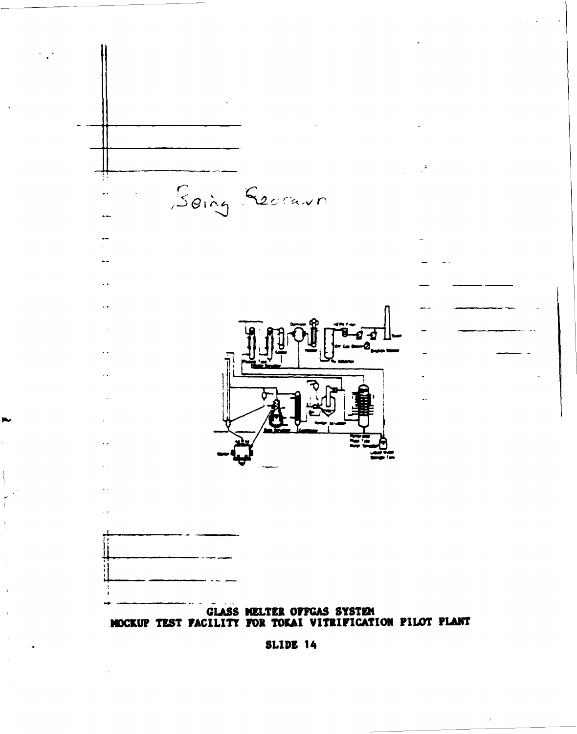Being Redrawn

GLASS MELTER OFFGAS SYSTEM
MOCKUP TEST FACILITY FOR TOKAI VITRIFICATION PILOT PLANT

SLIDE 14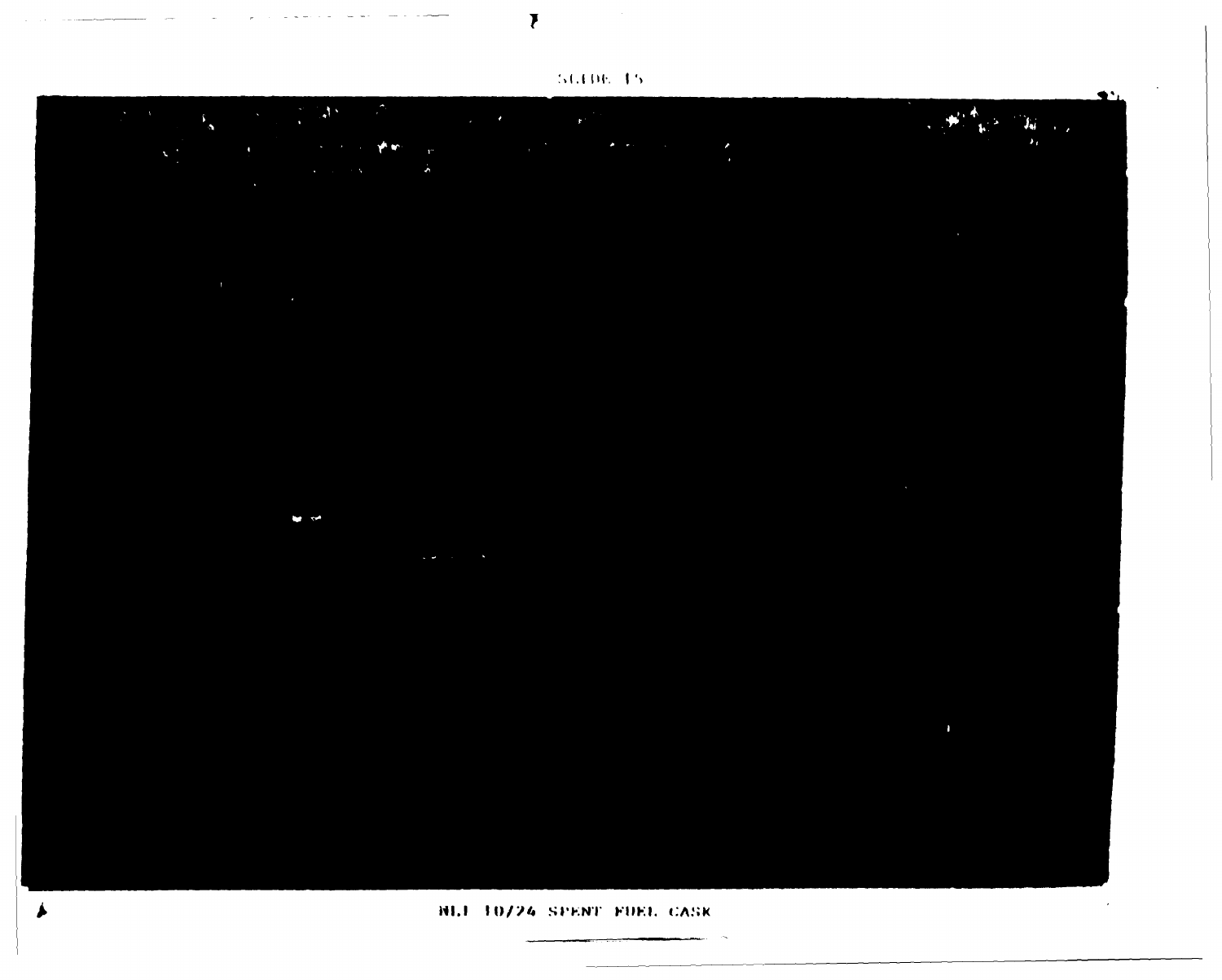SLIDE 15

NLI 10/24 SPENT FUEL CASK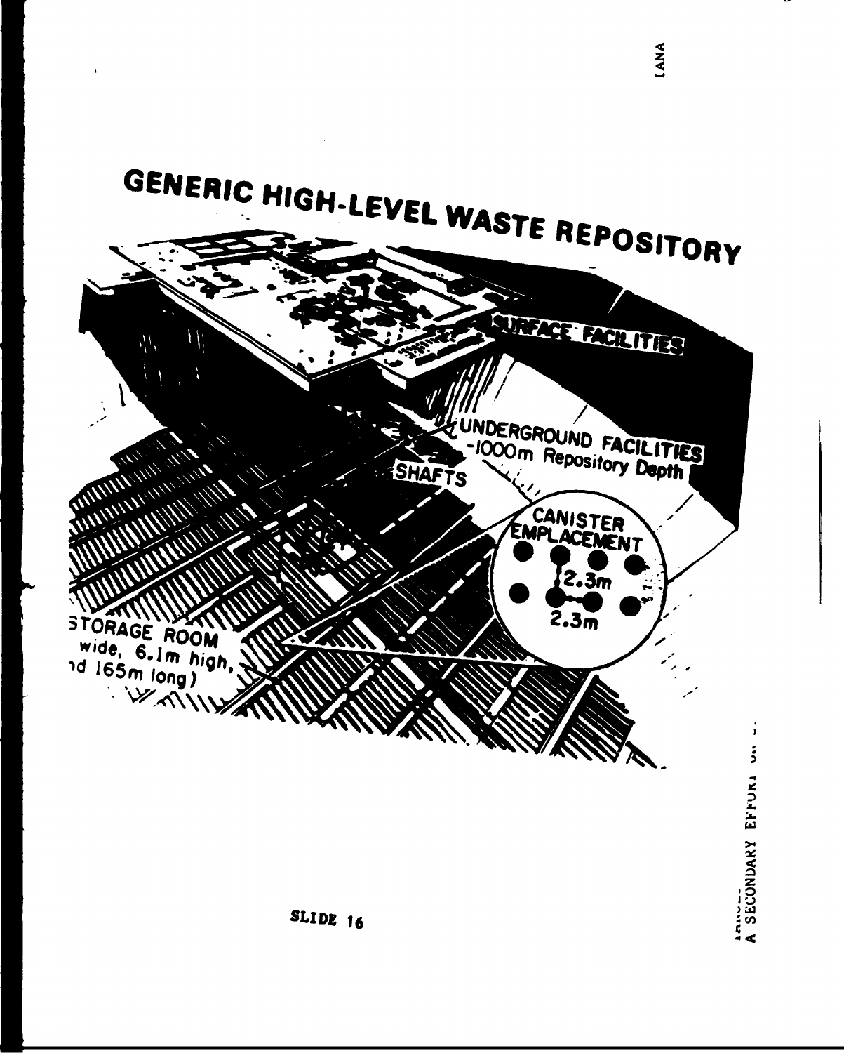# GENERIC HIGH-LEVEL WASTE REPOSITORY

SURFACE FACILITIES

UNDERGROUND FACILITIES
-1000m Repository Depth

SHAFTS

CANISTER EMPLACEMENT

2.3m

2.3m

STORAGE ROOM
wide, 6.1m high,
nd 165m long)

SLIDE 16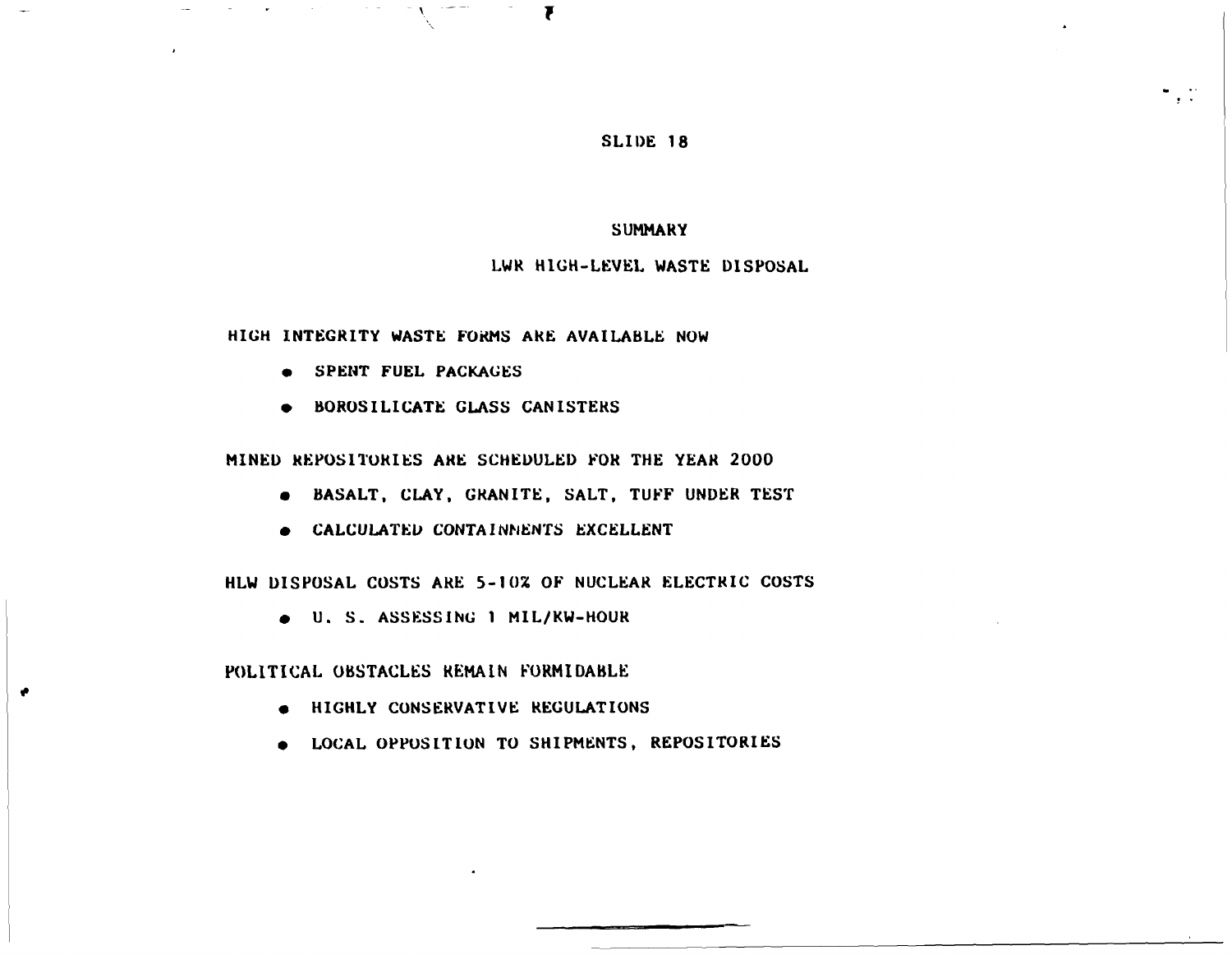SLIDE 18

## SUMMARY

### LWR HIGH-LEVEL WASTE DISPOSAL

HIGH INTEGRITY WASTE FORMS ARE AVAILABLE NOW

- SPENT FUEL PACKAGES
- BOROSILICATE GLASS CANISTERS

MINED REPOSITORIES ARE SCHEDULED FOR THE YEAR 2000

- BASALT, CLAY, GRANITE, SALT, TUFF UNDER TEST
- CALCULATED CONTAINMENTS EXCELLENT

HLW DISPOSAL COSTS ARE 5-10% OF NUCLEAR ELECTRIC COSTS

- U. S. ASSESSING 1 MIL/KW-HOUR

POLITICAL OBSTACLES REMAIN FORMIDABLE

- HIGHLY CONSERVATIVE REGULATIONS
- LOCAL OPPOSITION TO SHIPMENTS, REPOSITORIES